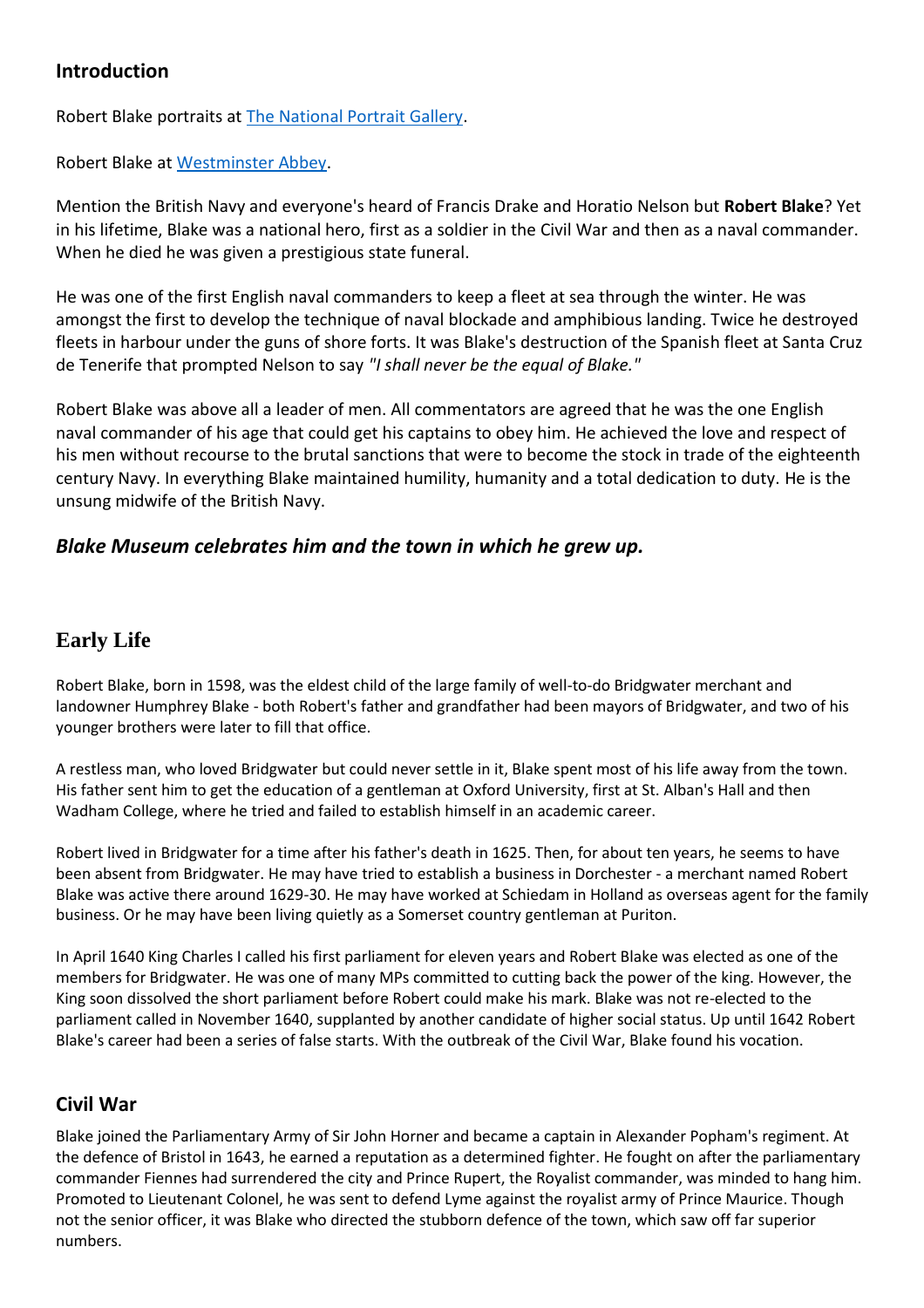## Introduction

Robert Blake portraits at [The National Portrait Gallery](The National Portrait Gallery).

Robert Blake at [Westminster Abbey](Westminster Abbey).

Mention the British Navy and everyone's heard of Francis Drake and Horatio Nelson but **Robert Blake**? Yet in his lifetime, Blake was a national hero, first as a soldier in the Civil War and then as a naval commander. When he died he was given a prestigious state funeral.

He was one of the first English naval commanders to keep a fleet at sea through the winter. He was amongst the first to develop the technique of naval blockade and amphibious landing. Twice he destroyed fleets in harbour under the guns of shore forts. It was Blake's destruction of the Spanish fleet at Santa Cruz de Tenerife that prompted Nelson to say *"I shall never be the equal of Blake."*

Robert Blake was above all a leader of men. All commentators are agreed that he was the one English naval commander of his age that could get his captains to obey him. He achieved the love and respect of his men without recourse to the brutal sanctions that were to become the stock in trade of the eighteenth century Navy. In everything Blake maintained humility, humanity and a total dedication to duty. He is the unsung midwife of the British Navy.

### *Blake Museum celebrates him and the town in which he grew up.*

## Early Life

Robert Blake, born in 1598, was the eldest child of the large family of well-to-do Bridgwater merchant and landowner Humphrey Blake - both Robert's father and grandfather had been mayors of Bridgwater, and two of his younger brothers were later to fill that office.

A restless man, who loved Bridgwater but could never settle in it, Blake spent most of his life away from the town. His father sent him to get the education of a gentleman at Oxford University, first at St. Alban's Hall and then Wadham College, where he tried and failed to establish himself in an academic career.

Robert lived in Bridgwater for a time after his father's death in 1625. Then, for about ten years, he seems to have been absent from Bridgwater. He may have tried to establish a business in Dorchester - a merchant named Robert Blake was active there around 1629-30. He may have worked at Schiedam in Holland as overseas agent for the family business. Or he may have been living quietly as a Somerset country gentleman at Puriton.

In April 1640 King Charles I called his first parliament for eleven years and Robert Blake was elected as one of the members for Bridgwater. He was one of many MPs committed to cutting back the power of the king. However, the King soon dissolved the short parliament before Robert could make his mark. Blake was not re-elected to the parliament called in November 1640, supplanted by another candidate of higher social status. Up until 1642 Robert Blake's career had been a series of false starts. With the outbreak of the Civil War, Blake found his vocation.

## Civil War

Blake joined the Parliamentary Army of Sir John Horner and became a captain in Alexander Popham's regiment. At the defence of Bristol in 1643, he earned a reputation as a determined fighter. He fought on after the parliamentary commander Fiennes had surrendered the city and Prince Rupert, the Royalist commander, was minded to hang him. Promoted to Lieutenant Colonel, he was sent to defend Lyme against the royalist army of Prince Maurice. Though not the senior officer, it was Blake who directed the stubborn defence of the town, which saw off far superior numbers.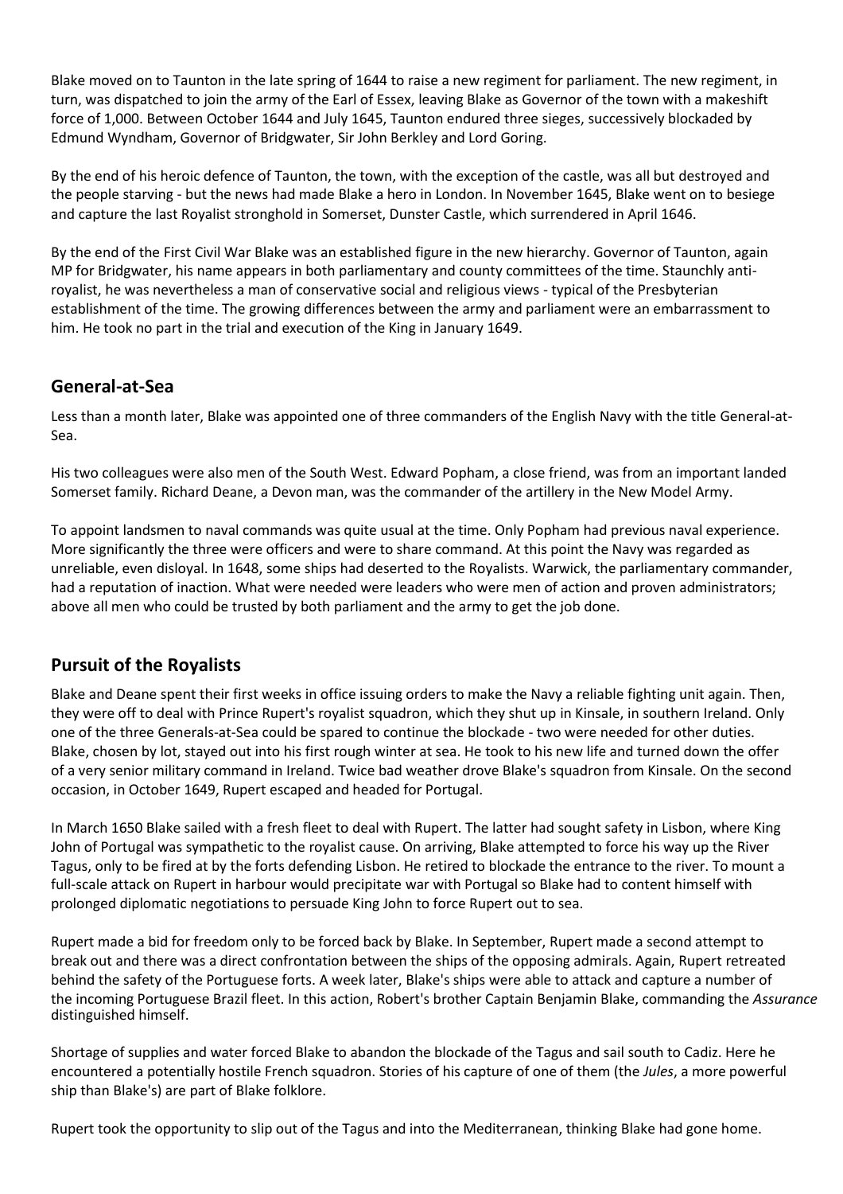Blake moved on to Taunton in the late spring of 1644 to raise a new regiment for parliament. The new regiment, in turn, was dispatched to join the army of the Earl of Essex, leaving Blake as Governor of the town with a makeshift force of 1,000. Between October 1644 and July 1645, Taunton endured three sieges, successively blockaded by Edmund Wyndham, Governor of Bridgwater, Sir John Berkley and Lord Goring.

By the end of his heroic defence of Taunton, the town, with the exception of the castle, was all but destroyed and the people starving - but the news had made Blake a hero in London. In November 1645, Blake went on to besiege and capture the last Royalist stronghold in Somerset, Dunster Castle, which surrendered in April 1646.

By the end of the First Civil War Blake was an established figure in the new hierarchy. Governor of Taunton, again MP for Bridgwater, his name appears in both parliamentary and county committees of the time. Staunchly anti-royalist, he was nevertheless a man of conservative social and religious views - typical of the Presbyterian establishment of the time. The growing differences between the army and parliament were an embarrassment to him. He took no part in the trial and execution of the King in January 1649.

## General-at-Sea

Less than a month later, Blake was appointed one of three commanders of the English Navy with the title General-at-Sea.

His two colleagues were also men of the South West. Edward Popham, a close friend, was from an important landed Somerset family. Richard Deane, a Devon man, was the commander of the artillery in the New Model Army.

To appoint landsmen to naval commands was quite usual at the time. Only Popham had previous naval experience. More significantly the three were officers and were to share command. At this point the Navy was regarded as unreliable, even disloyal. In 1648, some ships had deserted to the Royalists. Warwick, the parliamentary commander, had a reputation of inaction. What were needed were leaders who were men of action and proven administrators; above all men who could be trusted by both parliament and the army to get the job done.

## Pursuit of the Royalists

Blake and Deane spent their first weeks in office issuing orders to make the Navy a reliable fighting unit again. Then, they were off to deal with Prince Rupert's royalist squadron, which they shut up in Kinsale, in southern Ireland. Only one of the three Generals-at-Sea could be spared to continue the blockade - two were needed for other duties. Blake, chosen by lot, stayed out into his first rough winter at sea. He took to his new life and turned down the offer of a very senior military command in Ireland. Twice bad weather drove Blake's squadron from Kinsale. On the second occasion, in October 1649, Rupert escaped and headed for Portugal.

In March 1650 Blake sailed with a fresh fleet to deal with Rupert. The latter had sought safety in Lisbon, where King John of Portugal was sympathetic to the royalist cause. On arriving, Blake attempted to force his way up the River Tagus, only to be fired at by the forts defending Lisbon. He retired to blockade the entrance to the river. To mount a full-scale attack on Rupert in harbour would precipitate war with Portugal so Blake had to content himself with prolonged diplomatic negotiations to persuade King John to force Rupert out to sea.

Rupert made a bid for freedom only to be forced back by Blake. In September, Rupert made a second attempt to break out and there was a direct confrontation between the ships of the opposing admirals. Again, Rupert retreated behind the safety of the Portuguese forts. A week later, Blake's ships were able to attack and capture a number of the incoming Portuguese Brazil fleet. In this action, Robert's brother Captain Benjamin Blake, commanding the *Assurance* distinguished himself.

Shortage of supplies and water forced Blake to abandon the blockade of the Tagus and sail south to Cadiz. Here he encountered a potentially hostile French squadron. Stories of his capture of one of them (the *Jules*, a more powerful ship than Blake's) are part of Blake folklore.

Rupert took the opportunity to slip out of the Tagus and into the Mediterranean, thinking Blake had gone home.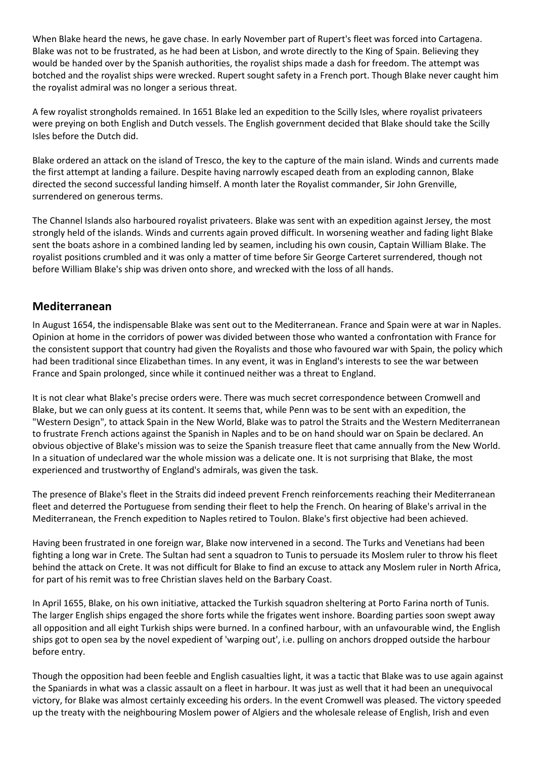When Blake heard the news, he gave chase. In early November part of Rupert's fleet was forced into Cartagena. Blake was not to be frustrated, as he had been at Lisbon, and wrote directly to the King of Spain. Believing they would be handed over by the Spanish authorities, the royalist ships made a dash for freedom. The attempt was botched and the royalist ships were wrecked. Rupert sought safety in a French port. Though Blake never caught him the royalist admiral was no longer a serious threat.

A few royalist strongholds remained. In 1651 Blake led an expedition to the Scilly Isles, where royalist privateers were preying on both English and Dutch vessels. The English government decided that Blake should take the Scilly Isles before the Dutch did.

Blake ordered an attack on the island of Tresco, the key to the capture of the main island. Winds and currents made the first attempt at landing a failure. Despite having narrowly escaped death from an exploding cannon, Blake directed the second successful landing himself. A month later the Royalist commander, Sir John Grenville, surrendered on generous terms.

The Channel Islands also harboured royalist privateers. Blake was sent with an expedition against Jersey, the most strongly held of the islands. Winds and currents again proved difficult. In worsening weather and fading light Blake sent the boats ashore in a combined landing led by seamen, including his own cousin, Captain William Blake. The royalist positions crumbled and it was only a matter of time before Sir George Carteret surrendered, though not before William Blake's ship was driven onto shore, and wrecked with the loss of all hands.

## Mediterranean

In August 1654, the indispensable Blake was sent out to the Mediterranean. France and Spain were at war in Naples. Opinion at home in the corridors of power was divided between those who wanted a confrontation with France for the consistent support that country had given the Royalists and those who favoured war with Spain, the policy which had been traditional since Elizabethan times. In any event, it was in England's interests to see the war between France and Spain prolonged, since while it continued neither was a threat to England.

It is not clear what Blake's precise orders were. There was much secret correspondence between Cromwell and Blake, but we can only guess at its content. It seems that, while Penn was to be sent with an expedition, the "Western Design", to attack Spain in the New World, Blake was to patrol the Straits and the Western Mediterranean to frustrate French actions against the Spanish in Naples and to be on hand should war on Spain be declared. An obvious objective of Blake's mission was to seize the Spanish treasure fleet that came annually from the New World. In a situation of undeclared war the whole mission was a delicate one. It is not surprising that Blake, the most experienced and trustworthy of England's admirals, was given the task.

The presence of Blake's fleet in the Straits did indeed prevent French reinforcements reaching their Mediterranean fleet and deterred the Portuguese from sending their fleet to help the French. On hearing of Blake's arrival in the Mediterranean, the French expedition to Naples retired to Toulon. Blake's first objective had been achieved.

Having been frustrated in one foreign war, Blake now intervened in a second. The Turks and Venetians had been fighting a long war in Crete. The Sultan had sent a squadron to Tunis to persuade its Moslem ruler to throw his fleet behind the attack on Crete. It was not difficult for Blake to find an excuse to attack any Moslem ruler in North Africa, for part of his remit was to free Christian slaves held on the Barbary Coast.

In April 1655, Blake, on his own initiative, attacked the Turkish squadron sheltering at Porto Farina north of Tunis. The larger English ships engaged the shore forts while the frigates went inshore. Boarding parties soon swept away all opposition and all eight Turkish ships were burned. In a confined harbour, with an unfavourable wind, the English ships got to open sea by the novel expedient of 'warping out', i.e. pulling on anchors dropped outside the harbour before entry.

Though the opposition had been feeble and English casualties light, it was a tactic that Blake was to use again against the Spaniards in what was a classic assault on a fleet in harbour. It was just as well that it had been an unequivocal victory, for Blake was almost certainly exceeding his orders. In the event Cromwell was pleased. The victory speeded up the treaty with the neighbouring Moslem power of Algiers and the wholesale release of English, Irish and even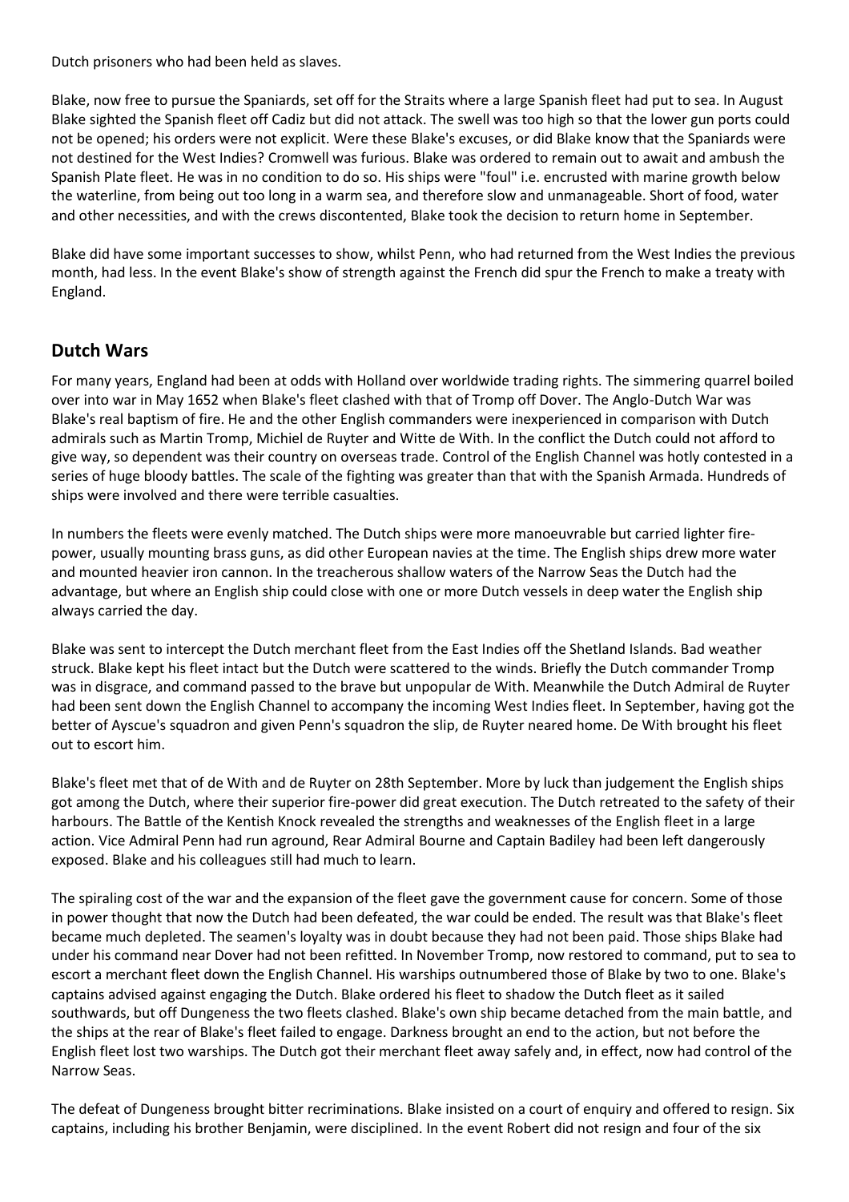Dutch prisoners who had been held as slaves.

Blake, now free to pursue the Spaniards, set off for the Straits where a large Spanish fleet had put to sea. In August Blake sighted the Spanish fleet off Cadiz but did not attack. The swell was too high so that the lower gun ports could not be opened; his orders were not explicit. Were these Blake's excuses, or did Blake know that the Spaniards were not destined for the West Indies? Cromwell was furious. Blake was ordered to remain out to await and ambush the Spanish Plate fleet. He was in no condition to do so. His ships were "foul" i.e. encrusted with marine growth below the waterline, from being out too long in a warm sea, and therefore slow and unmanageable. Short of food, water and other necessities, and with the crews discontented, Blake took the decision to return home in September.

Blake did have some important successes to show, whilst Penn, who had returned from the West Indies the previous month, had less. In the event Blake's show of strength against the French did spur the French to make a treaty with England.

## Dutch Wars

For many years, England had been at odds with Holland over worldwide trading rights. The simmering quarrel boiled over into war in May 1652 when Blake's fleet clashed with that of Tromp off Dover. The Anglo-Dutch War was Blake's real baptism of fire. He and the other English commanders were inexperienced in comparison with Dutch admirals such as Martin Tromp, Michiel de Ruyter and Witte de With. In the conflict the Dutch could not afford to give way, so dependent was their country on overseas trade. Control of the English Channel was hotly contested in a series of huge bloody battles. The scale of the fighting was greater than that with the Spanish Armada. Hundreds of ships were involved and there were terrible casualties.

In numbers the fleets were evenly matched. The Dutch ships were more manoeuvrable but carried lighter fire-power, usually mounting brass guns, as did other European navies at the time. The English ships drew more water and mounted heavier iron cannon. In the treacherous shallow waters of the Narrow Seas the Dutch had the advantage, but where an English ship could close with one or more Dutch vessels in deep water the English ship always carried the day.

Blake was sent to intercept the Dutch merchant fleet from the East Indies off the Shetland Islands. Bad weather struck. Blake kept his fleet intact but the Dutch were scattered to the winds. Briefly the Dutch commander Tromp was in disgrace, and command passed to the brave but unpopular de With. Meanwhile the Dutch Admiral de Ruyter had been sent down the English Channel to accompany the incoming West Indies fleet. In September, having got the better of Ayscue's squadron and given Penn's squadron the slip, de Ruyter neared home. De With brought his fleet out to escort him.

Blake's fleet met that of de With and de Ruyter on 28th September. More by luck than judgement the English ships got among the Dutch, where their superior fire-power did great execution. The Dutch retreated to the safety of their harbours. The Battle of the Kentish Knock revealed the strengths and weaknesses of the English fleet in a large action. Vice Admiral Penn had run aground, Rear Admiral Bourne and Captain Badiley had been left dangerously exposed. Blake and his colleagues still had much to learn.

The spiraling cost of the war and the expansion of the fleet gave the government cause for concern. Some of those in power thought that now the Dutch had been defeated, the war could be ended. The result was that Blake's fleet became much depleted. The seamen's loyalty was in doubt because they had not been paid. Those ships Blake had under his command near Dover had not been refitted. In November Tromp, now restored to command, put to sea to escort a merchant fleet down the English Channel. His warships outnumbered those of Blake by two to one. Blake's captains advised against engaging the Dutch. Blake ordered his fleet to shadow the Dutch fleet as it sailed southwards, but off Dungeness the two fleets clashed. Blake's own ship became detached from the main battle, and the ships at the rear of Blake's fleet failed to engage. Darkness brought an end to the action, but not before the English fleet lost two warships. The Dutch got their merchant fleet away safely and, in effect, now had control of the Narrow Seas.

The defeat of Dungeness brought bitter recriminations. Blake insisted on a court of enquiry and offered to resign. Six captains, including his brother Benjamin, were disciplined. In the event Robert did not resign and four of the six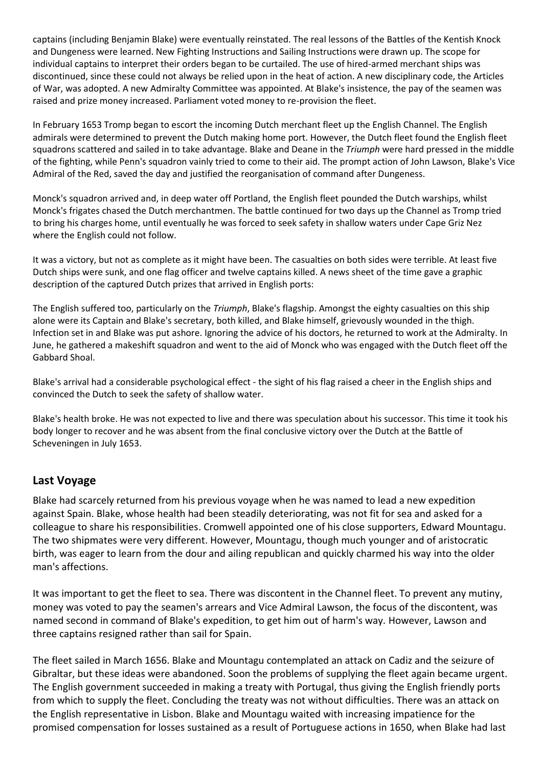captains (including Benjamin Blake) were eventually reinstated. The real lessons of the Battles of the Kentish Knock and Dungeness were learned. New Fighting Instructions and Sailing Instructions were drawn up. The scope for individual captains to interpret their orders began to be curtailed. The use of hired-armed merchant ships was discontinued, since these could not always be relied upon in the heat of action. A new disciplinary code, the Articles of War, was adopted. A new Admiralty Committee was appointed. At Blake's insistence, the pay of the seamen was raised and prize money increased. Parliament voted money to re-provision the fleet.

In February 1653 Tromp began to escort the incoming Dutch merchant fleet up the English Channel. The English admirals were determined to prevent the Dutch making home port. However, the Dutch fleet found the English fleet squadrons scattered and sailed in to take advantage. Blake and Deane in the *Triumph* were hard pressed in the middle of the fighting, while Penn's squadron vainly tried to come to their aid. The prompt action of John Lawson, Blake's Vice Admiral of the Red, saved the day and justified the reorganisation of command after Dungeness.

Monck's squadron arrived and, in deep water off Portland, the English fleet pounded the Dutch warships, whilst Monck's frigates chased the Dutch merchantmen. The battle continued for two days up the Channel as Tromp tried to bring his charges home, until eventually he was forced to seek safety in shallow waters under Cape Griz Nez where the English could not follow.

It was a victory, but not as complete as it might have been. The casualties on both sides were terrible. At least five Dutch ships were sunk, and one flag officer and twelve captains killed. A news sheet of the time gave a graphic description of the captured Dutch prizes that arrived in English ports:

The English suffered too, particularly on the *Triumph*, Blake's flagship. Amongst the eighty casualties on this ship alone were its Captain and Blake's secretary, both killed, and Blake himself, grievously wounded in the thigh. Infection set in and Blake was put ashore. Ignoring the advice of his doctors, he returned to work at the Admiralty. In June, he gathered a makeshift squadron and went to the aid of Monck who was engaged with the Dutch fleet off the Gabbard Shoal.

Blake's arrival had a considerable psychological effect - the sight of his flag raised a cheer in the English ships and convinced the Dutch to seek the safety of shallow water.

Blake's health broke. He was not expected to live and there was speculation about his successor. This time it took his body longer to recover and he was absent from the final conclusive victory over the Dutch at the Battle of Scheveningen in July 1653.

## Last Voyage

Blake had scarcely returned from his previous voyage when he was named to lead a new expedition against Spain. Blake, whose health had been steadily deteriorating, was not fit for sea and asked for a colleague to share his responsibilities. Cromwell appointed one of his close supporters, Edward Mountagu. The two shipmates were very different. However, Mountagu, though much younger and of aristocratic birth, was eager to learn from the dour and ailing republican and quickly charmed his way into the older man's affections.

It was important to get the fleet to sea. There was discontent in the Channel fleet. To prevent any mutiny, money was voted to pay the seamen's arrears and Vice Admiral Lawson, the focus of the discontent, was named second in command of Blake's expedition, to get him out of harm's way. However, Lawson and three captains resigned rather than sail for Spain.

The fleet sailed in March 1656. Blake and Mountagu contemplated an attack on Cadiz and the seizure of Gibraltar, but these ideas were abandoned. Soon the problems of supplying the fleet again became urgent. The English government succeeded in making a treaty with Portugal, thus giving the English friendly ports from which to supply the fleet. Concluding the treaty was not without difficulties. There was an attack on the English representative in Lisbon. Blake and Mountagu waited with increasing impatience for the promised compensation for losses sustained as a result of Portuguese actions in 1650, when Blake had last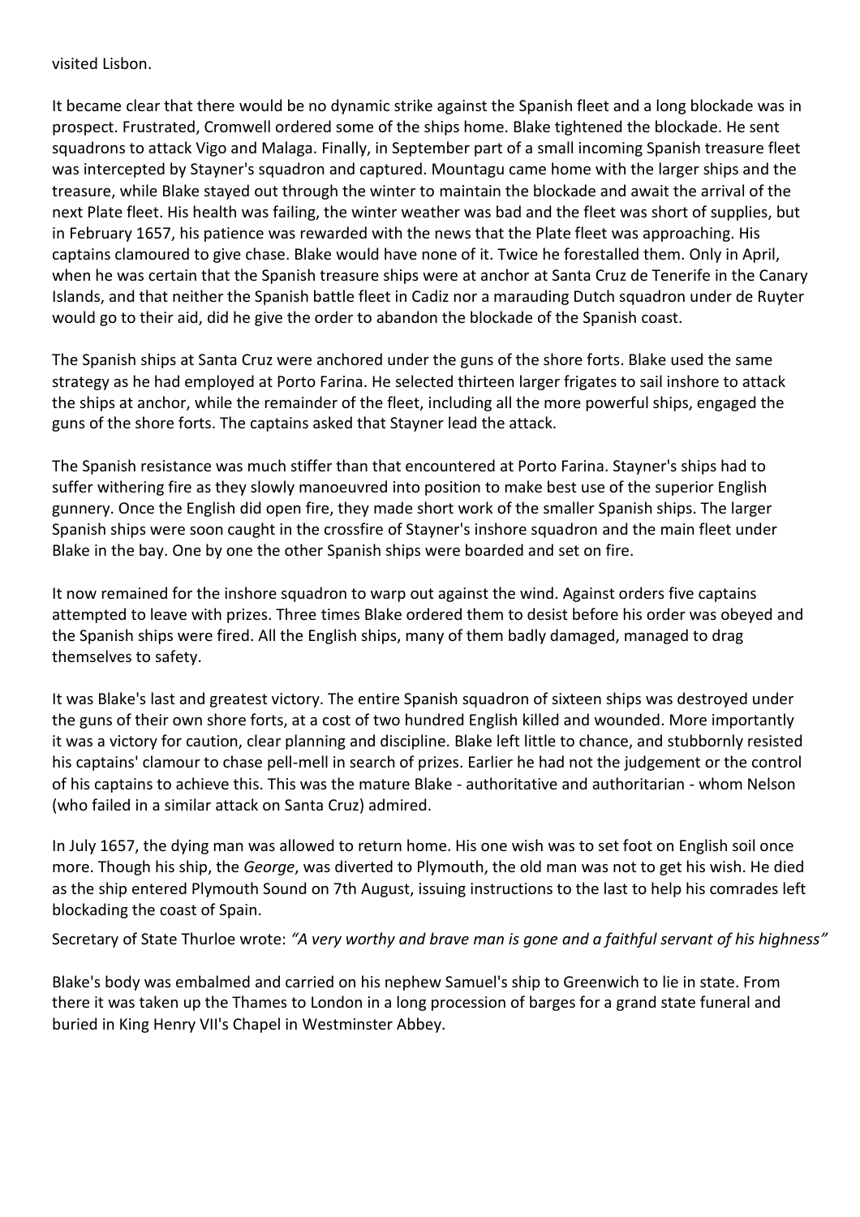visited Lisbon.

It became clear that there would be no dynamic strike against the Spanish fleet and a long blockade was in prospect. Frustrated, Cromwell ordered some of the ships home. Blake tightened the blockade. He sent squadrons to attack Vigo and Malaga. Finally, in September part of a small incoming Spanish treasure fleet was intercepted by Stayner's squadron and captured. Mountagu came home with the larger ships and the treasure, while Blake stayed out through the winter to maintain the blockade and await the arrival of the next Plate fleet. His health was failing, the winter weather was bad and the fleet was short of supplies, but in February 1657, his patience was rewarded with the news that the Plate fleet was approaching. His captains clamoured to give chase. Blake would have none of it. Twice he forestalled them. Only in April, when he was certain that the Spanish treasure ships were at anchor at Santa Cruz de Tenerife in the Canary Islands, and that neither the Spanish battle fleet in Cadiz nor a marauding Dutch squadron under de Ruyter would go to their aid, did he give the order to abandon the blockade of the Spanish coast.

The Spanish ships at Santa Cruz were anchored under the guns of the shore forts. Blake used the same strategy as he had employed at Porto Farina. He selected thirteen larger frigates to sail inshore to attack the ships at anchor, while the remainder of the fleet, including all the more powerful ships, engaged the guns of the shore forts. The captains asked that Stayner lead the attack.

The Spanish resistance was much stiffer than that encountered at Porto Farina. Stayner's ships had to suffer withering fire as they slowly manoeuvred into position to make best use of the superior English gunnery. Once the English did open fire, they made short work of the smaller Spanish ships. The larger Spanish ships were soon caught in the crossfire of Stayner's inshore squadron and the main fleet under Blake in the bay. One by one the other Spanish ships were boarded and set on fire.

It now remained for the inshore squadron to warp out against the wind. Against orders five captains attempted to leave with prizes. Three times Blake ordered them to desist before his order was obeyed and the Spanish ships were fired. All the English ships, many of them badly damaged, managed to drag themselves to safety.

It was Blake's last and greatest victory. The entire Spanish squadron of sixteen ships was destroyed under the guns of their own shore forts, at a cost of two hundred English killed and wounded. More importantly it was a victory for caution, clear planning and discipline. Blake left little to chance, and stubbornly resisted his captains' clamour to chase pell-mell in search of prizes. Earlier he had not the judgement or the control of his captains to achieve this. This was the mature Blake - authoritative and authoritarian - whom Nelson (who failed in a similar attack on Santa Cruz) admired.

In July 1657, the dying man was allowed to return home. His one wish was to set foot on English soil once more. Though his ship, the *George*, was diverted to Plymouth, the old man was not to get his wish. He died as the ship entered Plymouth Sound on 7th August, issuing instructions to the last to help his comrades left blockading the coast of Spain.

Secretary of State Thurloe wrote: *"A very worthy and brave man is gone and a faithful servant of his highness"*

Blake's body was embalmed and carried on his nephew Samuel's ship to Greenwich to lie in state. From there it was taken up the Thames to London in a long procession of barges for a grand state funeral and buried in King Henry VII's Chapel in Westminster Abbey.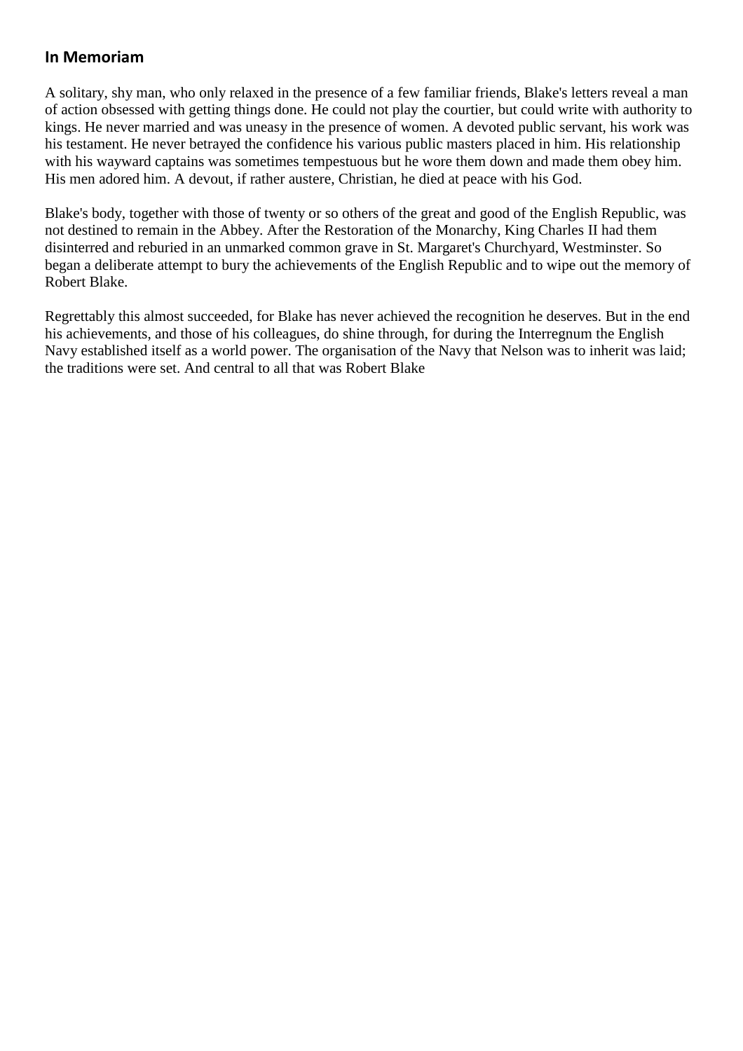## In Memoriam

A solitary, shy man, who only relaxed in the presence of a few familiar friends, Blake's letters reveal a man of action obsessed with getting things done. He could not play the courtier, but could write with authority to kings. He never married and was uneasy in the presence of women. A devoted public servant, his work was his testament. He never betrayed the confidence his various public masters placed in him. His relationship with his wayward captains was sometimes tempestuous but he wore them down and made them obey him. His men adored him. A devout, if rather austere, Christian, he died at peace with his God.

Blake's body, together with those of twenty or so others of the great and good of the English Republic, was not destined to remain in the Abbey. After the Restoration of the Monarchy, King Charles II had them disinterred and reburied in an unmarked common grave in St. Margaret's Churchyard, Westminster. So began a deliberate attempt to bury the achievements of the English Republic and to wipe out the memory of Robert Blake.

Regrettably this almost succeeded, for Blake has never achieved the recognition he deserves. But in the end his achievements, and those of his colleagues, do shine through, for during the Interregnum the English Navy established itself as a world power. The organisation of the Navy that Nelson was to inherit was laid; the traditions were set. And central to all that was Robert Blake